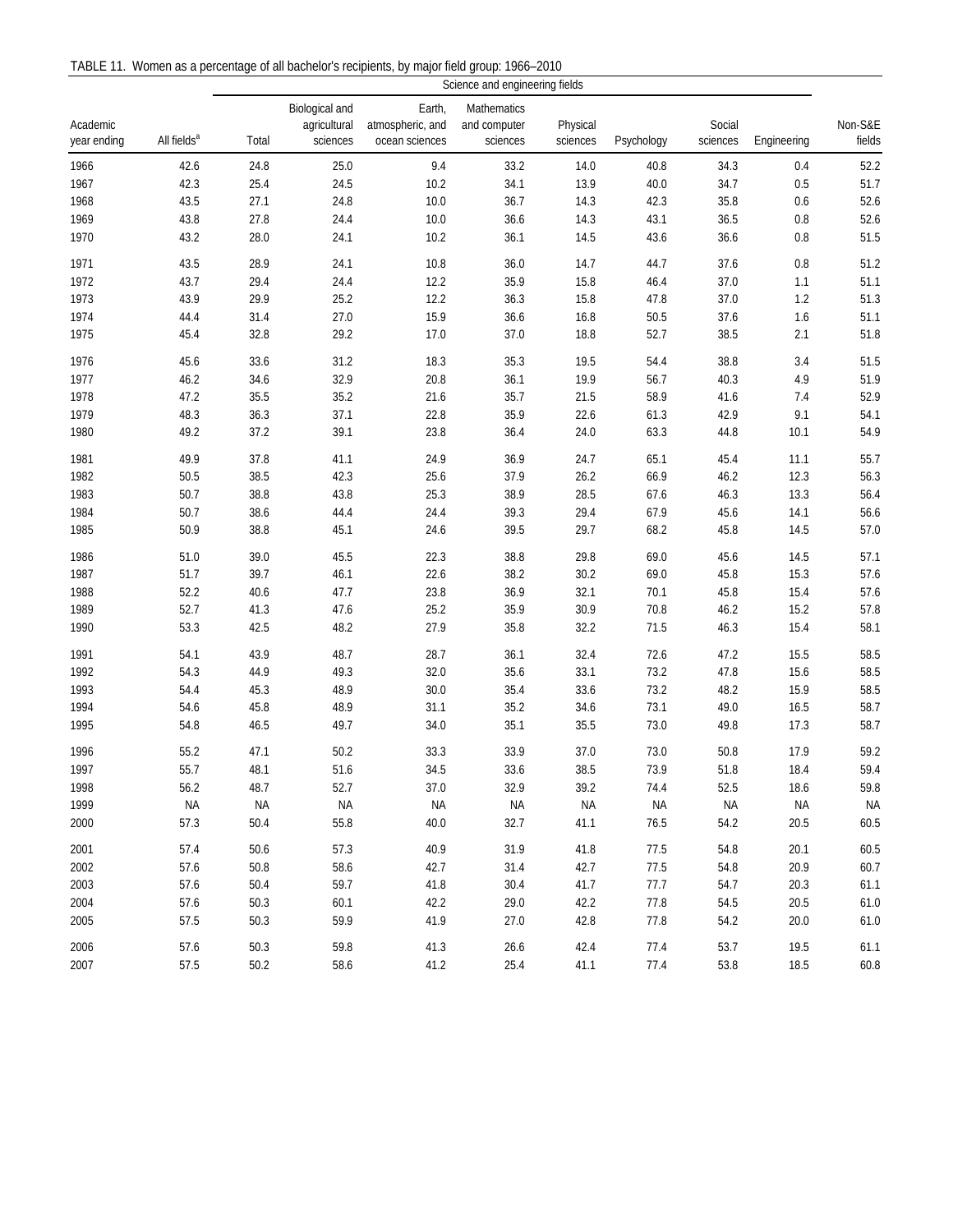TABLE 11. Women as a percentage of all bachelor's recipients, by major field group: 1966–2010

| Academic year ending | All fields[a] | Science and engineering fields | | | | | | | | Non-S&E fields |
|---|---|---|---|---|---|---|---|---|---|---|
| | | Total | Biological and agricultural sciences | Earth, atmospheric, and ocean sciences | Mathematics and computer sciences | Physical sciences | Psychology | Social sciences | Engineering | |
| 1966 | 42.6 | 24.8 | 25.0 | 9.4 | 33.2 | 14.0 | 40.8 | 34.3 | 0.4 | 52.2 |
| 1967 | 42.3 | 25.4 | 24.5 | 10.2 | 34.1 | 13.9 | 40.0 | 34.7 | 0.5 | 51.7 |
| 1968 | 43.5 | 27.1 | 24.8 | 10.0 | 36.7 | 14.3 | 42.3 | 35.8 | 0.6 | 52.6 |
| 1969 | 43.8 | 27.8 | 24.4 | 10.0 | 36.6 | 14.3 | 43.1 | 36.5 | 0.8 | 52.6 |
| 1970 | 43.2 | 28.0 | 24.1 | 10.2 | 36.1 | 14.5 | 43.6 | 36.6 | 0.8 | 51.5 |
| 1971 | 43.5 | 28.9 | 24.1 | 10.8 | 36.0 | 14.7 | 44.7 | 37.6 | 0.8 | 51.2 |
| 1972 | 43.7 | 29.4 | 24.4 | 12.2 | 35.9 | 15.8 | 46.4 | 37.0 | 1.1 | 51.1 |
| 1973 | 43.9 | 29.9 | 25.2 | 12.2 | 36.3 | 15.8 | 47.8 | 37.0 | 1.2 | 51.3 |
| 1974 | 44.4 | 31.4 | 27.0 | 15.9 | 36.6 | 16.8 | 50.5 | 37.6 | 1.6 | 51.1 |
| 1975 | 45.4 | 32.8 | 29.2 | 17.0 | 37.0 | 18.8 | 52.7 | 38.5 | 2.1 | 51.8 |
| 1976 | 45.6 | 33.6 | 31.2 | 18.3 | 35.3 | 19.5 | 54.4 | 38.8 | 3.4 | 51.5 |
| 1977 | 46.2 | 34.6 | 32.9 | 20.8 | 36.1 | 19.9 | 56.7 | 40.3 | 4.9 | 51.9 |
| 1978 | 47.2 | 35.5 | 35.2 | 21.6 | 35.7 | 21.5 | 58.9 | 41.6 | 7.4 | 52.9 |
| 1979 | 48.3 | 36.3 | 37.1 | 22.8 | 35.9 | 22.6 | 61.3 | 42.9 | 9.1 | 54.1 |
| 1980 | 49.2 | 37.2 | 39.1 | 23.8 | 36.4 | 24.0 | 63.3 | 44.8 | 10.1 | 54.9 |
| 1981 | 49.9 | 37.8 | 41.1 | 24.9 | 36.9 | 24.7 | 65.1 | 45.4 | 11.1 | 55.7 |
| 1982 | 50.5 | 38.5 | 42.3 | 25.6 | 37.9 | 26.2 | 66.9 | 46.2 | 12.3 | 56.3 |
| 1983 | 50.7 | 38.8 | 43.8 | 25.3 | 38.9 | 28.5 | 67.6 | 46.3 | 13.3 | 56.4 |
| 1984 | 50.7 | 38.6 | 44.4 | 24.4 | 39.3 | 29.4 | 67.9 | 45.6 | 14.1 | 56.6 |
| 1985 | 50.9 | 38.8 | 45.1 | 24.6 | 39.5 | 29.7 | 68.2 | 45.8 | 14.5 | 57.0 |
| 1986 | 51.0 | 39.0 | 45.5 | 22.3 | 38.8 | 29.8 | 69.0 | 45.6 | 14.5 | 57.1 |
| 1987 | 51.7 | 39.7 | 46.1 | 22.6 | 38.2 | 30.2 | 69.0 | 45.8 | 15.3 | 57.6 |
| 1988 | 52.2 | 40.6 | 47.7 | 23.8 | 36.9 | 32.1 | 70.1 | 45.8 | 15.4 | 57.6 |
| 1989 | 52.7 | 41.3 | 47.6 | 25.2 | 35.9 | 30.9 | 70.8 | 46.2 | 15.2 | 57.8 |
| 1990 | 53.3 | 42.5 | 48.2 | 27.9 | 35.8 | 32.2 | 71.5 | 46.3 | 15.4 | 58.1 |
| 1991 | 54.1 | 43.9 | 48.7 | 28.7 | 36.1 | 32.4 | 72.6 | 47.2 | 15.5 | 58.5 |
| 1992 | 54.3 | 44.9 | 49.3 | 32.0 | 35.6 | 33.1 | 73.2 | 47.8 | 15.6 | 58.5 |
| 1993 | 54.4 | 45.3 | 48.9 | 30.0 | 35.4 | 33.6 | 73.2 | 48.2 | 15.9 | 58.5 |
| 1994 | 54.6 | 45.8 | 48.9 | 31.1 | 35.2 | 34.6 | 73.1 | 49.0 | 16.5 | 58.7 |
| 1995 | 54.8 | 46.5 | 49.7 | 34.0 | 35.1 | 35.5 | 73.0 | 49.8 | 17.3 | 58.7 |
| 1996 | 55.2 | 47.1 | 50.2 | 33.3 | 33.9 | 37.0 | 73.0 | 50.8 | 17.9 | 59.2 |
| 1997 | 55.7 | 48.1 | 51.6 | 34.5 | 33.6 | 38.5 | 73.9 | 51.8 | 18.4 | 59.4 |
| 1998 | 56.2 | 48.7 | 52.7 | 37.0 | 32.9 | 39.2 | 74.4 | 52.5 | 18.6 | 59.8 |
| 1999 | NA | NA | NA | NA | NA | NA | NA | NA | NA | NA |
| 2000 | 57.3 | 50.4 | 55.8 | 40.0 | 32.7 | 41.1 | 76.5 | 54.2 | 20.5 | 60.5 |
| 2001 | 57.4 | 50.6 | 57.3 | 40.9 | 31.9 | 41.8 | 77.5 | 54.8 | 20.1 | 60.5 |
| 2002 | 57.6 | 50.8 | 58.6 | 42.7 | 31.4 | 42.7 | 77.5 | 54.8 | 20.9 | 60.7 |
| 2003 | 57.6 | 50.4 | 59.7 | 41.8 | 30.4 | 41.7 | 77.7 | 54.7 | 20.3 | 61.1 |
| 2004 | 57.6 | 50.3 | 60.1 | 42.2 | 29.0 | 42.2 | 77.8 | 54.5 | 20.5 | 61.0 |
| 2005 | 57.5 | 50.3 | 59.9 | 41.9 | 27.0 | 42.8 | 77.8 | 54.2 | 20.0 | 61.0 |
| 2006 | 57.6 | 50.3 | 59.8 | 41.3 | 26.6 | 42.4 | 77.4 | 53.7 | 19.5 | 61.1 |
| 2007 | 57.5 | 50.2 | 58.6 | 41.2 | 25.4 | 41.1 | 77.4 | 53.8 | 18.5 | 60.8 |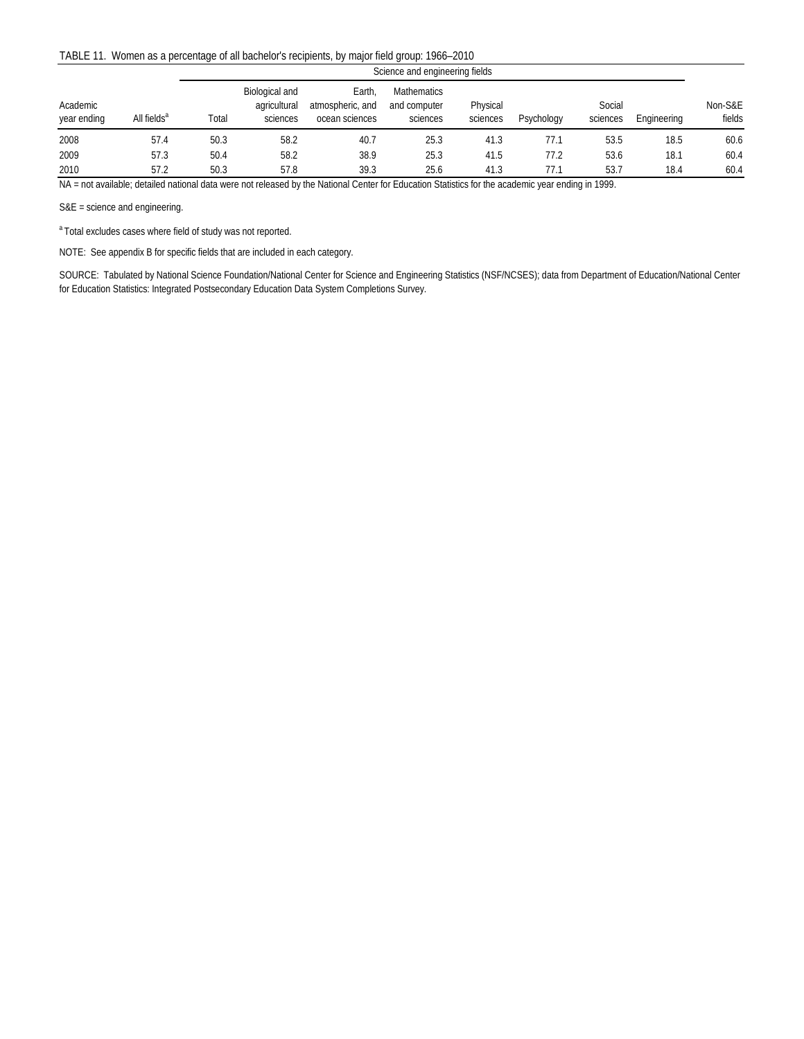TABLE 11. Women as a percentage of all bachelor's recipients, by major field group: 1966–2010

| Academic year ending | All fields[a] | Science and engineering fields | | | | | | | | Non-S&E fields |
|---|---|---|---|---|---|---|---|---|---|---|
| | | Total | Biological and agricultural sciences | Earth, atmospheric, and ocean sciences | Mathematics and computer sciences | Physical sciences | Psychology | Social sciences | Engineering | |
| 2008 | 57.4 | 50.3 | 58.2 | 40.7 | 25.3 | 41.3 | 77.1 | 53.5 | 18.5 | 60.6 |
| 2009 | 57.3 | 50.4 | 58.2 | 38.9 | 25.3 | 41.5 | 77.2 | 53.6 | 18.1 | 60.4 |
| 2010 | 57.2 | 50.3 | 57.8 | 39.3 | 25.6 | 41.3 | 77.1 | 53.7 | 18.4 | 60.4 |

NA = not available; detailed national data were not released by the National Center for Education Statistics for the academic year ending in 1999.

S&E = science and engineering.

[a] Total excludes cases where field of study was not reported.

NOTE: See appendix B for specific fields that are included in each category.

SOURCE: Tabulated by National Science Foundation/National Center for Science and Engineering Statistics (NSF/NCSES); data from Department of Education/National Center for Education Statistics: Integrated Postsecondary Education Data System Completions Survey.